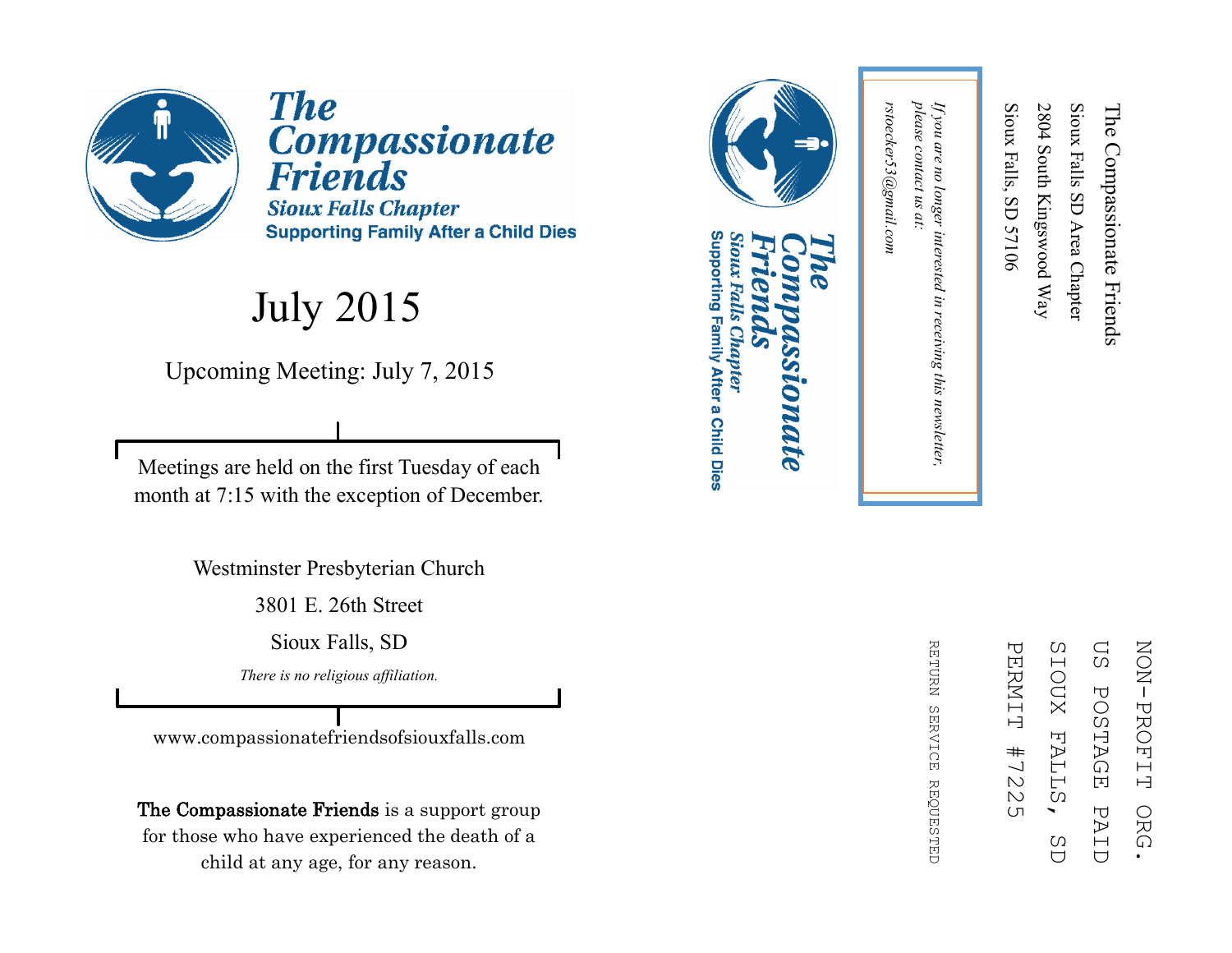# The Compassionate Friends

### Sioux Falls Chapter

**Supporting Family After a Child Dies**

## July 2015

Upcoming Meeting: July 7, 2015

Meetings are held on the first Tuesday of each month at 7:15 with the exception of December.

Westminster Presbyterian Church

3801 E. 26th Street

Sioux Falls, SD

*There is no religious affiliation.*

www.compassionatefriendsofsiouxfalls.com

**The Compassionate Friends** is a support group for those who have experienced the death of a child at any age, for any reason.

---

The Compassionate Friends
Sioux Falls SD Area Chapter
2804 South Kingswood Way
Sioux Falls, SD 57106

NON-PROFIT ORG.
US POSTAGE PAID
SIOUX FALLS, SD
PERMIT #7225

RETURN SERVICE REQUESTED

**The Compassionate Friends**
*Sioux Falls Chapter*
**Supporting Family After a Child Dies**

*If you are no longer interested in receiving this newsletter, please contact us at:*
*rstoecker53@gmail.com*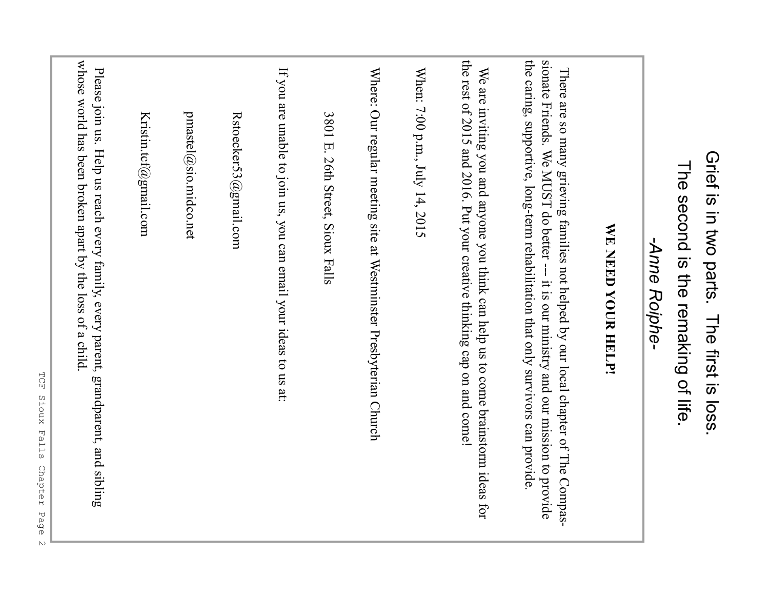Grief is in two parts. The first is loss.
The second is the remaking of life.
*-Anne Roiphe-*

**WE NEED YOUR HELP!**

There are so many grieving families not helped by our local chapter of The Compassionate Friends. We MUST do better --- it is our ministry and our mission to provide the caring, supportive, long-term rehabilitation that only survivors can provide.

We are inviting you and anyone you think can help us to come brainstorm ideas for the rest of 2015 and 2016. Put your creative thinking cap on and come!

When: 7:00 p.m., July 14, 2015

Where: Our regular meeting site at Westminster Presbyterian Church

3801 E. 26th Street, Sioux Falls

If you are unable to join us, you can email your ideas to us at:

Rstoecker53@gmail.com

pmastel@sio.midco.net

Kristin.tcf@gmail.com

Please join us. Help us reach every family, every parent, grandparent, and sibling whose world has been broken apart by the loss of a child.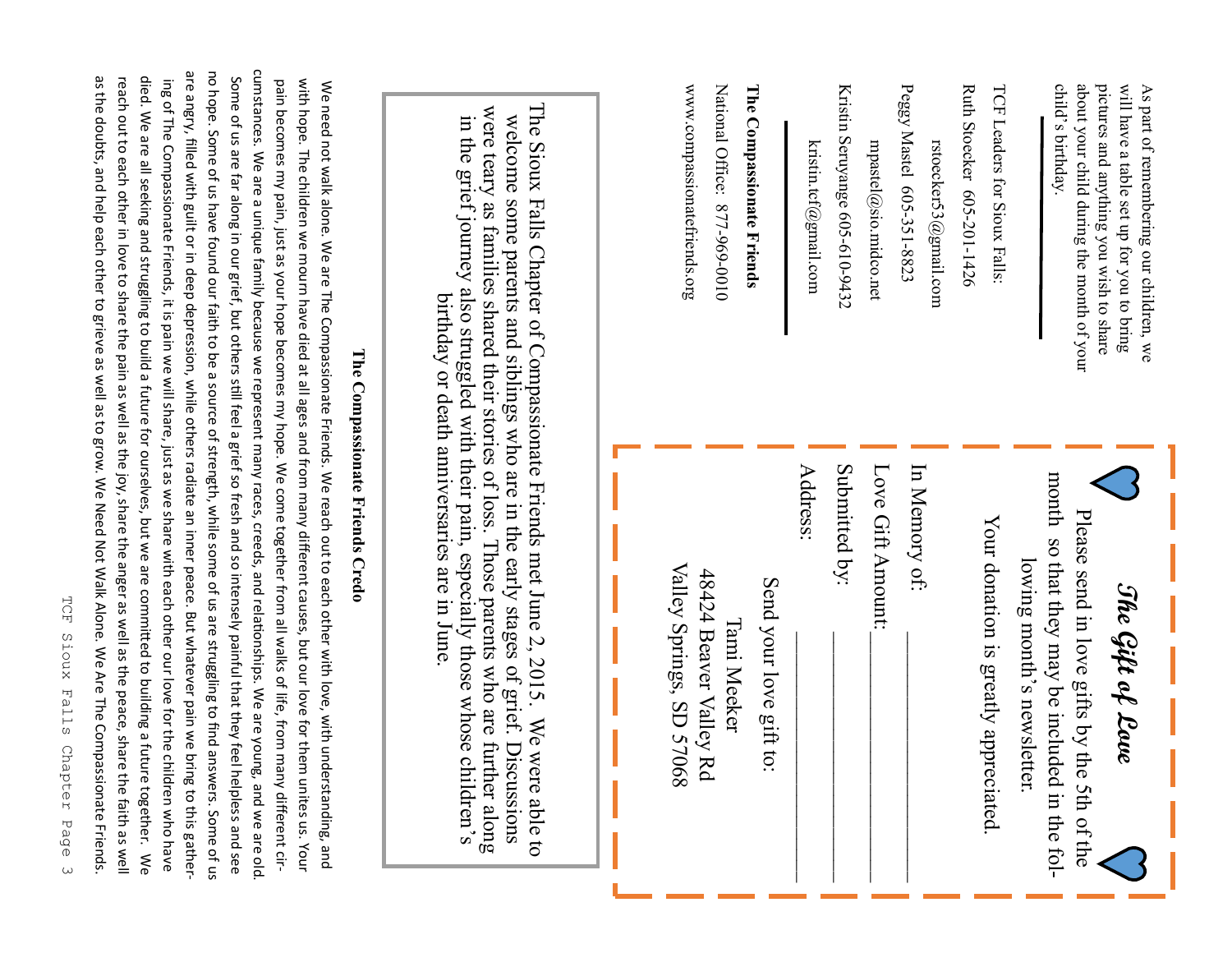As part of remembering our children, we will have a table set up for you to bring pictures and anything you wish to share about your child during the month of your child's birthday.

---

TCF Leaders for Sioux Falls:

Ruth Stoecker 605-201-1426

rstoecker53@gmail.com

Peggy Mastel 605-351-8823

mpastel@sio.midco.net

Kristin Seruyange 605-610-9432

kristin.tcf@gmail.com

---

**The Compassionate Friends**

National Office: 877-969-0010

www.compassionatefriends.org

## *The Gift of Love*

Please send in love gifts by the 5th of the month so that they may be included in the following month's newsletter.

Your donation is greatly appreciated.

In Memory of: ____________________

Love Gift Amount: ____________________

Submitted by: ____________________

Address: ____________________

Send your love gift to:

Tami Meeker
48424 Beaver Valley Rd
Valley Springs, SD 57068

The Sioux Falls Chapter of Compassionate Friends met June 2, 2015. We were able to welcome some parents and siblings who are in the early stages of grief. Discussions were teary as families shared their stories of loss. Those parents who are further along in the grief journey also struggled with their pain, especially those whose children's birthday or death anniversaries are in June.

### The Compassionate Friends Credo

We need not walk alone. We are The Compassionate Friends. We reach out to each other with love, with understanding, and with hope. The children we mourn have died at all ages and from many different causes, but our love for them unites us. Your pain becomes my pain, just as your hope becomes my hope. We come together from all walks of life, from many different circumstances. We are a unique family because we represent many races, creeds, and relationships. We are young, and we are old. Some of us are far along in our grief, but others still feel a grief so fresh and so intensely painful that they feel helpless and see no hope. Some of us have found our faith to be a source of strength, while some of us are struggling to find answers. Some of us are angry, filled with guilt or in deep depression, while others radiate an inner peace. But whatever pain we bring to this gathering of The Compassionate Friends, it is pain we will share, just as we share with each other our love for the children who have died. We are all seeking and struggling to build a future for ourselves, but we are committed to building a future together. We reach out to each other in love to share the pain as well as the joy, share the anger as well as the peace, share the faith as well as the doubts, and help each other to grieve as well as to grow. We Need Not Walk Alone. We Are The Compassionate Friends.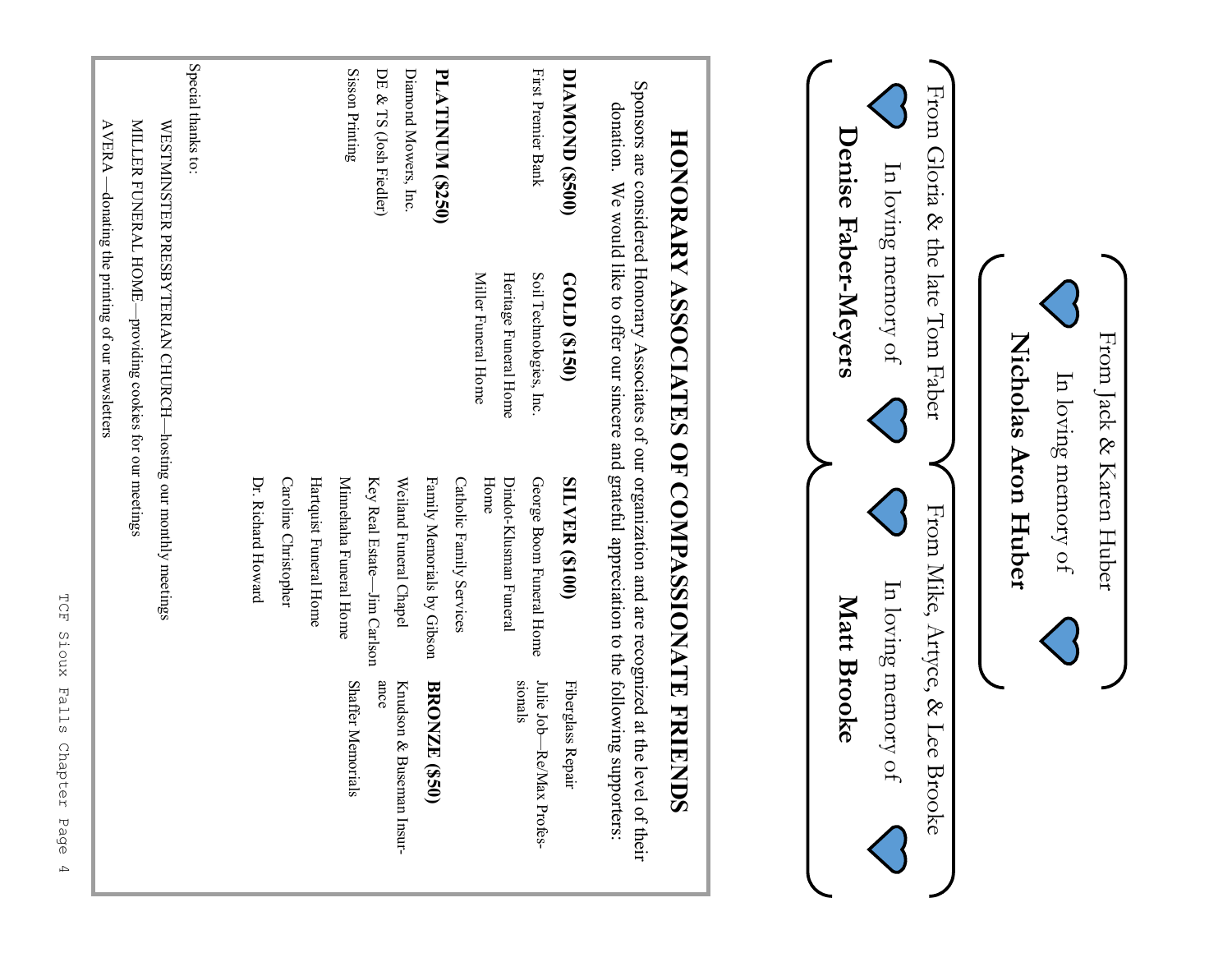From Jack & Karen Huber

In loving memory of

**Nicholas Aron Huber**

From Gloria & the late Tom Faber

In loving memory of

**Denise Faber-Meyers**

From Mike, Artyce, & Lee Brooke

In loving memory of

**Matt Brooke**

# HONORARY ASSOCIATES OF COMPASSIONATE FRIENDS

Sponsors are considered Honorary Associates of our organization and are recognized at the level of their donation. We would like to offer our sincere and grateful appreciation to the following supporters:

**DIAMOND ($500)**

First Premier Bank

**GOLD ($150)**

Soil Technologies, Inc.
Heritage Funeral Home
Miller Funeral Home

**SILVER ($100)**

George Boom Funeral Home
Dindot-Klusman Funeral Home
Catholic Family Services
Family Memorials by Gibson
Weiland Funeral Chapel
Key Real Estate—Jim Carlson
Minnehaha Funeral Home
Hartquist Funeral Home
Caroline Christopher
Dr. Richard Howard

Fiberglass Repair
Julie Job—Re/Max Professionals

**PLATINUM ($250)**

Diamond Mowers, Inc.
DE & TS (Josh Fiedler)
Sisson Printing

**BRONZE ($50)**

Knudson & Buseman Insurance
Shaffer Memorials

Special thanks to:

- WESTMINSTER PRESBYTERIAN CHURCH—hosting our monthly meetings
- MILLER FUNERAL HOME—providing cookies for our meetings
- AVERA—donating the printing of our newsletters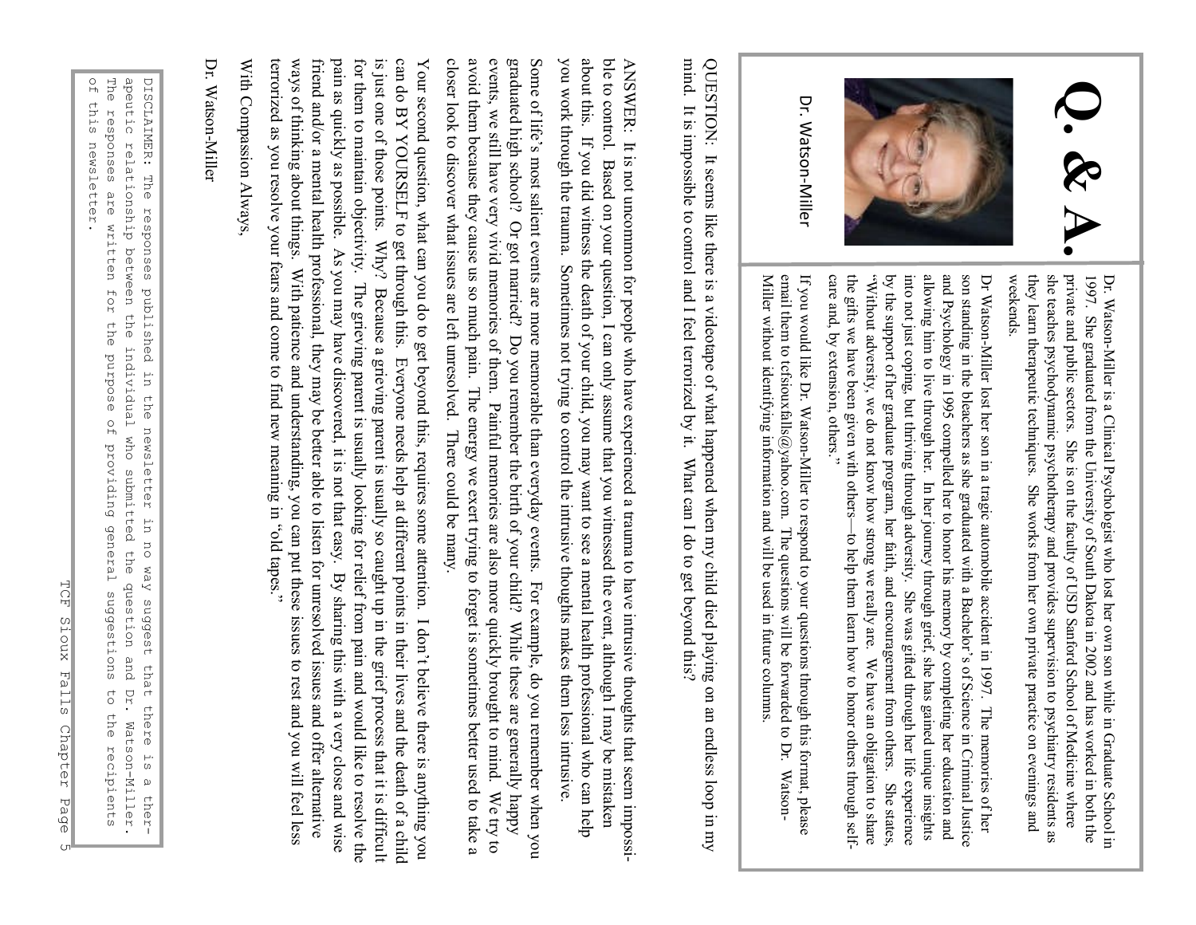# Q. & A.

Dr. Watson-Miller

Dr. Watson-Miller is a Clinical Psychologist who lost her own son while in Graduate School in 1997. She graduated from the University of South Dakota in 2002 and has worked in both the private and public sectors. She is on the faculty of USD Sanford School of Medicine where she teaches psychodynamic psychotherapy and provides supervision to psychiatry residents as they learn therapeutic techniques. She works from her own private practice on evenings and weekends.

Dr Watson-Miller lost her son in a tragic automobile accident in 1997. The memories of her son standing in the bleachers as she graduated with a Bachelor's of Science in Criminal Justice and Psychology in 1995 compelled her to honor his memory by completing her education and allowing him to live through her. In her journey through grief, she has gained unique insights into not just coping, but thriving through adversity. She was gifted through her life experience by the support of her graduate program, her faith, and encouragement from others. She states, "Without adversity, we do not know how strong we really are. We have an obligation to share the gifts we have been given with others—to help them learn how to honor others through self-care and, by extension, others."

If you would like Dr. Watson-Miller to respond to your questions through this format, please email them to tcfsiouxfalls@yahoo.com. The questions will be forwarded to Dr. Watson-Miller without identifying information and will be used in future columns.

QUESTION: It seems like there is a videotape of what happened when my child died playing on an endless loop in my mind. It is impossible to control and I feel terrorized by it. What can I do to get beyond this?

ANSWER: It is not uncommon for people who have experienced a trauma to have intrusive thoughts that seem impossible to control. Based on your question, I can only assume that you witnessed the event, although I may be mistaken about this. If you did witness the death of your child, you may want to see a mental health professional who can help you work through the trauma. Sometimes not trying to control the intrusive thoughts makes them less intrusive.

Some of life's most salient events are more memorable than everyday events. For example, do you remember when you graduated high school? Or got married? Do you remember the birth of your child? While these are generally happy events, we still have very vivid memories of them. Painful memories are also more quickly brought to mind. We try to avoid them because they cause us so much pain. The energy we exert trying to forget is sometimes better used to take a closer look to discover what issues are left unresolved. There could be many.

Your second question, what can you do to get beyond this, requires some attention. I don't believe there is anything you can do BY YOURSELF to get through this. Everyone needs help at different points in their lives and the death of a child is just one of those points. Why? Because a grieving parent is usually so caught up in the grief process that it is difficult for them to maintain objectivity. The grieving parent is usually looking for relief from pain and would like to resolve the pain as quickly as possible. As you may have discovered, it is not that easy. By sharing this with a very close and wise friend and/or a mental health professional, they may be better able to listen for unresolved issues and offer alternative ways of thinking about things. With patience and understanding, you can put these issues to rest and you will feel less terrorized as you resolve your fears and come to find new meaning in "old tapes."

With Compassion Always,

Dr. Watson-Miller

DISCLAIMER: The responses published in the newsletter in no way suggest that there is a therapeutic relationship between the individual who submitted the question and Dr. Watson-Miller. The responses are written for the purpose of providing general suggestions to the recipients of this newsletter.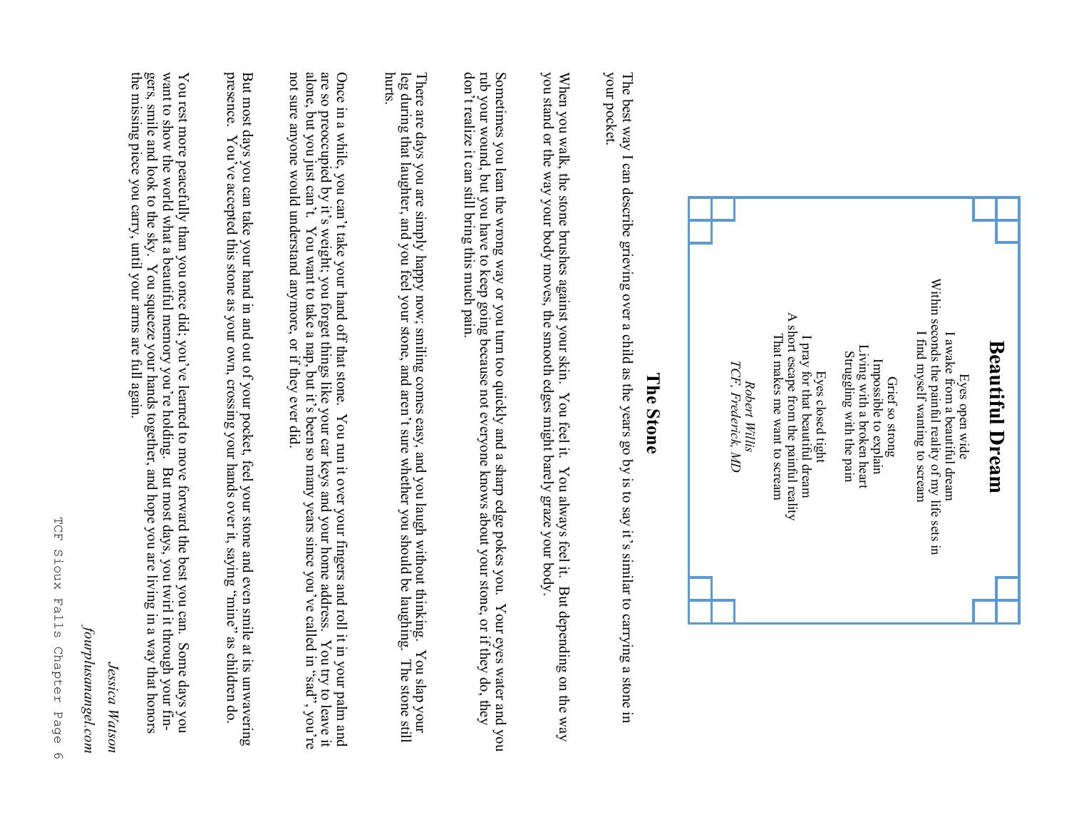# Beautiful Dream

Eyes open wide
I awake from a beautiful dream
Within seconds the painful reality of my life sets in
I find myself wanting to scream

Grief so strong
Impossible to explain
Living with a broken heart
Struggling with the pain

Eyes closed tight
I pray for that beautiful dream
A short escape from the painful reality
That makes me want to scream

*Robert Willis*
*TCF, Frederick, MD*

## The Stone

The best way I can describe grieving over a child as the years go by is to say it's similar to carrying a stone in your pocket.

When you walk, the stone brushes against your skin. You feel it. You always feel it. But depending on the way you stand or the way your body moves, the smooth edges might barely graze your body.

Sometimes you lean the wrong way or you turn too quickly and a sharp edge pokes you. Your eyes water and you rub your wound, but you have to keep going because not everyone knows about your stone, or if they do, they don't realize it can still bring this much pain.

There are days you are simply happy now; smiling comes easy, and you laugh without thinking. You slap your leg during that laughter, and you feel your stone, and aren't sure whether you should be laughing. The stone still hurts.

Once in a while, you can't take your hand off that stone. You run it over your fingers and roll it in your palm and are so preoccupied by it's weight; you forget things like your car keys and your home address. You try to leave it alone, but you just can't. You want to take a nap, but it's been so many years since you've called in "sad", you're not sure anyone would understand anymore, or if they ever did.

But most days you can take your hand in and out of your pocket, feel your stone and even smile at its unwavering presence. You've accepted this stone as your own, crossing your hands over it, saying "mine" as children do.

You rest more peacefully than you once did; you've learned to move forward the best you can. Some days you want to show the world what a beautiful memory you're holding. But most days, you twirl it through your fingers, smile and look to the sky. You squeeze your hands together, and hope you are living in a way that honors the missing piece you carry, until your arms are full again.

*Jessica Watson*
*fourplusanangel.com*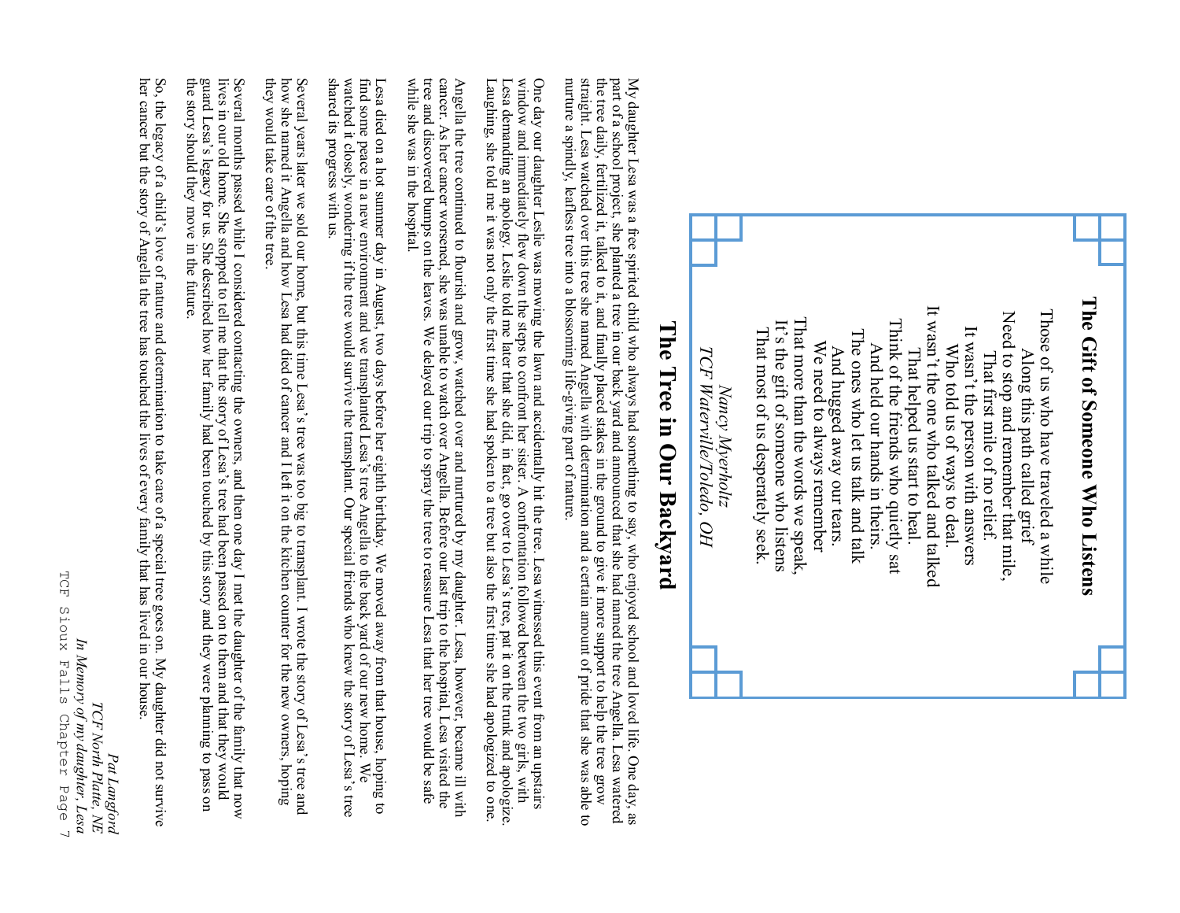## The Gift of Someone Who Listens

Those of us who have traveled a while
Along this path called grief
Need to stop and remember that mile,
That first mile of no relief.
It wasn't the person with answers
Who told us of ways to deal.
It wasn't the one who talked and talked
That helped us start to heal.
Think of the friends who quietly sat
And held our hands in theirs.
The ones who let us talk and talk
And hugged away our tears.
We need to always remember
That more than the words we speak,
It's the gift of someone who listens
That most of us desperately seek.

*Nancy Myerholtz*
*TCF Waterville/Toledo, OH*

# The Tree in Our Backyard

My daughter Lesa was a free spirited child who always had something to say, who enjoyed school and loved life. One day, as part of a school project, she planted a tree in our back yard and announced that she had named the tree Angella. Lesa watered the tree daily, fertilized it, talked to it, and finally placed stakes in the ground to give it more support to help the tree grow straight. Lesa watched over this tree she named Angella with determination and a certain amount of pride that she was able to nurture a spindly, leafless tree into a blossoming life-giving part of nature.

One day our daughter Leslie was mowing the lawn and accidentally hit the tree. Lesa witnessed this event from an upstairs window and immediately flew down the steps to confront her sister. A confrontation followed between the two girls, with Lesa demanding an apology. Leslie told me later that she did, in fact, go over to Lesa's tree, pat it on the trunk and apologize. Laughing, she told me it was not only the first time she had spoken to a tree but also the first time she had apologized to one.

Angella the tree continued to flourish and grow, watched over and nurtured by my daughter. Lesa, however, became ill with cancer. As her cancer worsened, she was unable to watch over Angella. Before our last trip to the hospital, Lesa visited the tree and discovered bumps on the leaves. We delayed our trip to spray the tree to reassure Lesa that her tree would be safe while she was in the hospital.

Lesa died on a hot summer day in August, two days before her eighth birthday. We moved away from that house, hoping to find some peace in a new environment and we transplanted Lesa's tree Angella to the back yard of our new home. We watched it closely, wondering if the tree would survive the transplant. Our special friends who knew the story of Lesa's tree shared its progress with us.

Several years later we sold our home, but this time Lesa's tree was too big to transplant. I wrote the story of Lesa's tree and how she named it Angella and how Lesa had died of cancer and I left it on the kitchen counter for the new owners, hoping they would take care of the tree.

Several months passed while I considered contacting the owners, and then one day I met the daughter of the family that now lives in our old home. She stopped to tell me that the story of Lesa's tree had been passed on to them and that they would guard Lesa's legacy for us. She described how her family had been touched by this story and they were planning to pass on the story should they move in the future.

So, the legacy of a child's love of nature and determination to take care of a special tree goes on. My daughter did not survive her cancer but the story of Angella the tree has touched the lives of every family that has lived in our house.

*Pat Langford*
*TCF North Platte, NE*
*In Memory of my daughter, Lesa*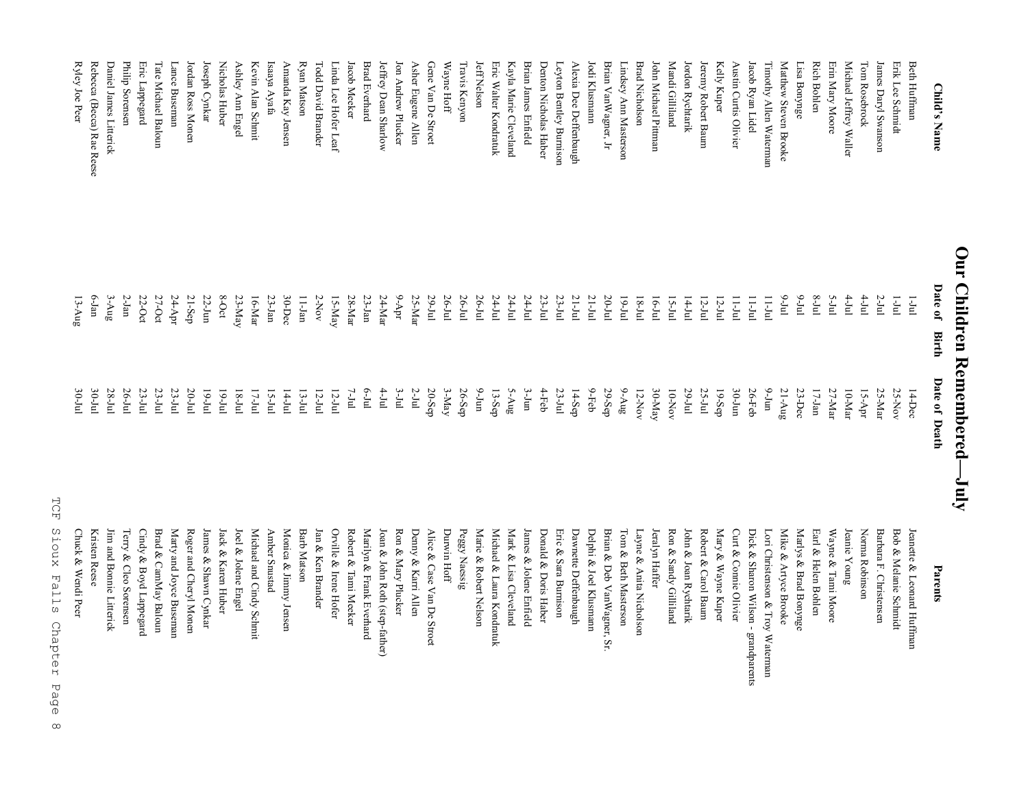# Our Children Remembered—July

| Child's Name | Date of Birth | Date of Death | Parents |
|---|---|---|---|
| Beth Huffman | 1-Jul | 14-Dec | Jeanette & Leonard Huffman |
| Erik Lee Schmidt | 1-Jul | 25-Nov | Bob & Melanie Schmidt |
| James Daryl Swanson | 2-Jul | 25-Mar | Barbara F. Christensen |
| Tom Rosebrock | 4-Jul | 15-Apr | Norma Robinson |
| Michael Jeffrey Waller | 4-Jul | 10-Mar | Jeanie Young |
| Erin Mary Moore | 5-Jul | 27-Mar | Wayne & Tami Moore |
| Rich Bohlen | 8-Jul | 17-Jan | Earl & Helen Bohlen |
| Lisa Bonynge | 9-Jul | 23-Dec | Marlys & Brad Bonynge |
| Matthew Steven Brooke | 9-Jul | 21-Aug | Mike & Artyce Brooke |
| Timothy Allen Waterman | 11-Jul | 9-Jun | Lori Christenson & Troy Waterman |
| Jacob Ryan Lidel | 11-Jul | 26-Feb | Dick & Sharon Wilson - grandparents |
| Austin Curtis Olivier | 11-Jul | 30-Jun | Curt & Connie Olivier |
| Kelly Kuper | 12-Jul | 19-Sep | Mary & Wayne Kuper |
| Jeremy Robert Baum | 12-Jul | 25-Jul | Robert & Carol Baum |
| Jordon Rychtarik | 14-Jul | 29-Jul | John & Joan Rychtarik |
| Mandi Gilliland | 15-Jul | 10-Nov | Ron & Sandy Gilliland |
| John Michael Pittman | 16-Jul | 30-May | Jeralyn Haffer |
| Brad Nicholson | 18-Jul | 12-Nov | Layne & Anita Nicholson |
| Lindsey Ann Masterson | 19-Jul | 9-Aug | Tom & Beth Masterson |
| Brian VanWagner, Jr | 20-Jul | 29-Sep | Brian & Deb VanWagner, Sr. |
| Jodi Klusmann | 21-Jul | 9-Feb | Delphi & Joel Klusmann |
| Alexia Dee Deffenbaugh | 21-Jul | 14-Sep | Dawnette Deffenbaugh |
| Leyton Bentley Burnison | 23-Jul | 23-Jul | Eric & Sara Burnison |
| Denton Nicholas Haber | 23-Jul | 4-Feb | Donald & Doris Haber |
| Brian James Enfield | 24-Jul | 3-Jun | James & Jolene Enfield |
| Kayla Marie Cleveland | 24-Jul | 5-Aug | Mark & Lisa Cleveland |
| Eric Walter Kondratuk | 24-Jul | 13-Sep | Michael & Laura Kondratuk |
| Jeff Nelson | 26-Jul | 9-Jun | Marie & Robert Nelson |
| Travis Kenyon | 26-Jul | 26-Sep | Peggy Naessig |
| Wayne Hoff | 26-Jul | 3-May | Darwin Hoff |
| Gene Van De Stroet | 29-Jul | 20-Sep | Alice & Case Van De Stroet |
| Asher Eugene Allen | 25-Mar | 2-Jul | Denny & Karri Allen |
| Jon Andrew Plucker | 9-Apr | 3-Jul | Ron & Mary Plucker |
| Jeffrey Dean Sharlow | 24-Mar | 4-Jul | Joan & John Roth (step-father) |
| Brad Everhard | 23-Jan | 6-Jul | Marilyn & Frank Everhard |
| Jacob Meeker | 28-Mar | 7-Jul | Robert & Tami Meeker |
| Linda Lee Hofer Leaf | 15-May | 12-Jul | Orville & Irene Hofer |
| Todd David Brander | 2-Nov | 12-Jul | Jan & Ken Brander |
| Ryan Matson | 11-Jan | 13-Jul | Barb Matson |
| Amanda Kay Jensen | 30-Dec | 14-Jul | Monica & Jimmy Jensen |
| Isaaya Ayafa | 23-Jan | 15-Jul | Amber Snustad |
| Kevin Alan Schmit | 16-Mar | 17-Jul | Michael and Cindy Schmit |
| Ashley Ann Engel | 23-May | 18-Jul | Joel & Jolene Engel |
| Nicholas Huber | 8-Oct | 19-Jul | Jack & Karen Huber |
| Joseph Cynkar | 22-Jun | 19-Jul | James & Shawn Cynkar |
| Jordan Ross Monen | 21-Sep | 20-Jul | Roger and Cheryl Monen |
| Lance Buseman | 24-Apr | 23-Jul | Marty and Joyce Buseman |
| Tate Michael Baloun | 27-Oct | 23-Jul | Brad & CamMay Baloun |
| Eric Lappegard | 22-Oct | 23-Jul | Cindy & Boyd Lappegard |
| Philip Sorensen | 2-Jan | 26-Jul | Terry & Cleo Sorensen |
| Daniel James Litterick | 3-Aug | 28-Jul | Jim and Bonnie Litterick |
| Rebecca (Becca) Rae Reese | 6-Jan | 30-Jul | Kristen Reese |
| Ryley Joe Peer | 13-Aug | 30-Jul | Chuck & Wendi Peer |